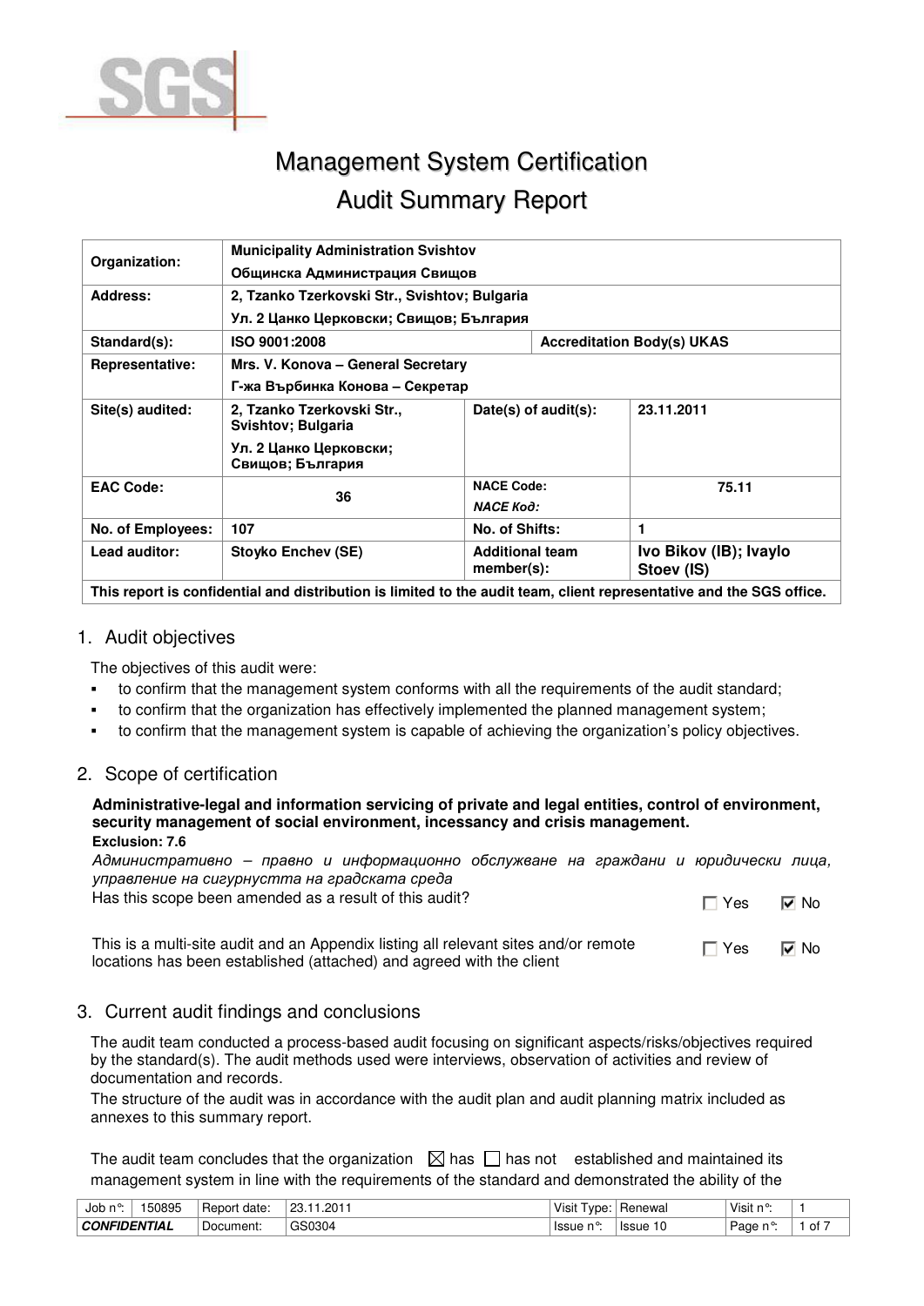# Management System Certification
# Audit Summary Report

| | | | |
|---|---|---|---|
| **Organization:** | **Municipality Administration Svishtov**<br>**Общинска Администрация Свищов** | | |
| **Address:** | **2, Tzanko Tzerkovski Str., Svishtov; Bulgaria**<br>**Ул. 2 Цанко Церковски; Свищов; България** | | |
| **Standard(s):** | **ISO 9001:2008** | **Accreditation Body(s) UKAS** | |
| **Representative:** | **Mrs. V. Konova – General Secretary**<br>**Г-жа Върбинка Конова – Секретар** | | |
| **Site(s) audited:** | **2, Tzanko Tzerkovski Str., Svishtov; Bulgaria**<br>**Ул. 2 Цанко Церковски; Свищов; България** | **Date(s) of audit(s):** | **23.11.2011** |
| **EAC Code:** | **36** | **NACE Code:**<br>***NACE Код:*** | **75.11** |
| **No. of Employees:** | **107** | **No. of Shifts:** | **1** |
| **Lead auditor:** | **Stoyko Enchev (SE)** | **Additional team member(s):** | **Ivo Bikov (IB); Ivaylo Stoev (IS)** |
| **This report is confidential and distribution is limited to the audit team, client representative and the SGS office.** | | | |

## 1. Audit objectives

The objectives of this audit were:

- to confirm that the management system conforms with all the requirements of the audit standard;
- to confirm that the organization has effectively implemented the planned management system;
- to confirm that the management system is capable of achieving the organization's policy objectives.

## 2. Scope of certification

**Administrative-legal and information servicing of private and legal entities, control of environment, security management of social environment, incessancy and crisis management.**
**Exclusion: 7.6**

*Административно – правно и информационно обслужване на граждани и юридически лица, управление на сигурнустта на градската среда*

Has this scope been amended as a result of this audit? ☐ Yes ☑ No

This is a multi-site audit and an Appendix listing all relevant sites and/or remote locations has been established (attached) and agreed with the client ☐ Yes ☑ No

## 3. Current audit findings and conclusions

The audit team conducted a process-based audit focusing on significant aspects/risks/objectives required by the standard(s). The audit methods used were interviews, observation of activities and review of documentation and records.
The structure of the audit was in accordance with the audit plan and audit planning matrix included as annexes to this summary report.

The audit team concludes that the organization ☒ has ☐ has not established and maintained its management system in line with the requirements of the standard and demonstrated the ability of the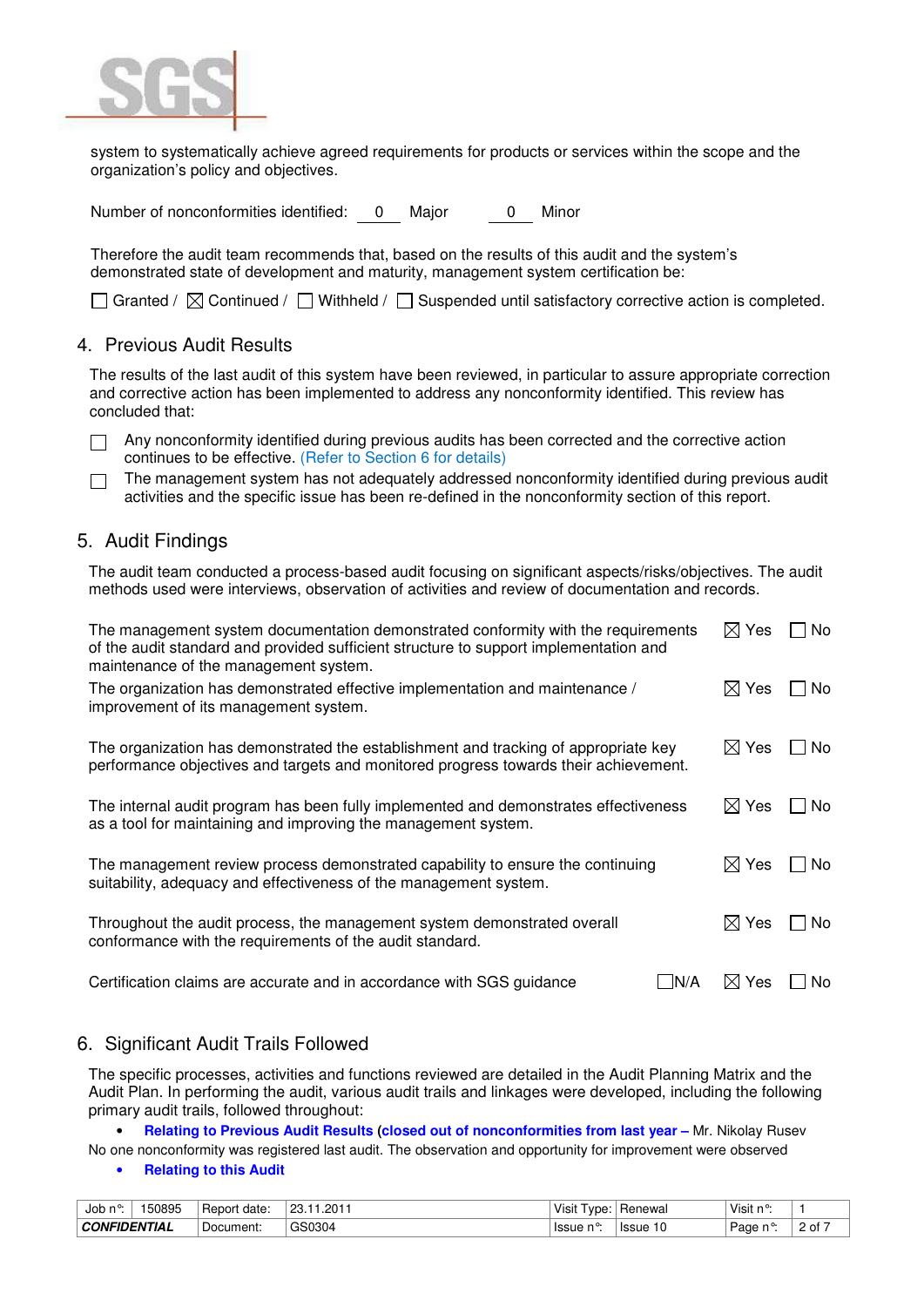system to systematically achieve agreed requirements for products or services within the scope and the organization's policy and objectives.

Number of nonconformities identified: 0 Major 0 Minor

Therefore the audit team recommends that, based on the results of this audit and the system's demonstrated state of development and maturity, management system certification be:

☐ Granted / ☒ Continued / ☐ Withheld / ☐ Suspended until satisfactory corrective action is completed.

## 4. Previous Audit Results

The results of the last audit of this system have been reviewed, in particular to assure appropriate correction and corrective action has been implemented to address any nonconformity identified. This review has concluded that:

☐ Any nonconformity identified during previous audits has been corrected and the corrective action continues to be effective. (Refer to Section 6 for details)

☐ The management system has not adequately addressed nonconformity identified during previous audit activities and the specific issue has been re-defined in the nonconformity section of this report.

## 5. Audit Findings

The audit team conducted a process-based audit focusing on significant aspects/risks/objectives. The audit methods used were interviews, observation of activities and review of documentation and records.

| | | | |
|---|---|---|---|
| The management system documentation demonstrated conformity with the requirements of the audit standard and provided sufficient structure to support implementation and maintenance of the management system. | | ☒ Yes | ☐ No |
| The organization has demonstrated effective implementation and maintenance / improvement of its management system. | | ☒ Yes | ☐ No |
| The organization has demonstrated the establishment and tracking of appropriate key performance objectives and targets and monitored progress towards their achievement. | | ☒ Yes | ☐ No |
| The internal audit program has been fully implemented and demonstrates effectiveness as a tool for maintaining and improving the management system. | | ☒ Yes | ☐ No |
| The management review process demonstrated capability to ensure the continuing suitability, adequacy and effectiveness of the management system. | | ☒ Yes | ☐ No |
| Throughout the audit process, the management system demonstrated overall conformance with the requirements of the audit standard. | | ☒ Yes | ☐ No |
| Certification claims are accurate and in accordance with SGS guidance | ☐ N/A | ☒ Yes | ☐ No |

## 6. Significant Audit Trails Followed

The specific processes, activities and functions reviewed are detailed in the Audit Planning Matrix and the Audit Plan. In performing the audit, various audit trails and linkages were developed, including the following primary audit trails, followed throughout:

- **Relating to Previous Audit Results (closed out of nonconformities from last year –** Mr. Nikolay Rusev

No one nonconformity was registered last audit. The observation and opportunity for improvement were observed

- **Relating to this Audit**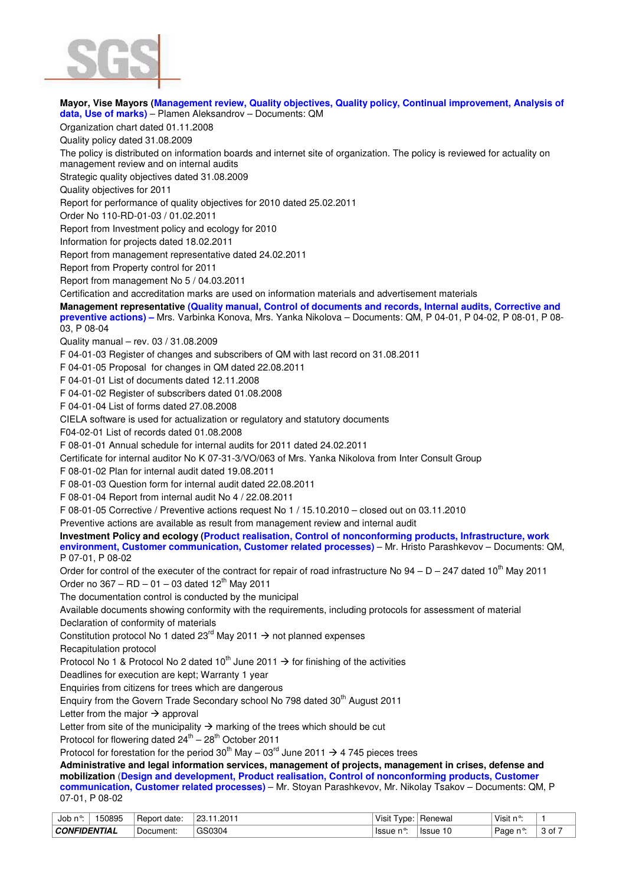**Mayor, Vise Mayors (Management review, Quality objectives, Quality policy, Continual improvement, Analysis of data, Use of marks)** – Plamen Aleksandrov – Documents: QM

Organization chart dated 01.11.2008

Quality policy dated 31.08.2009

The policy is distributed on information boards and internet site of organization. The policy is reviewed for actuality on management review and on internal audits

Strategic quality objectives dated 31.08.2009

Quality objectives for 2011

Report for performance of quality objectives for 2010 dated 25.02.2011

Order No 110-RD-01-03 / 01.02.2011

Report from Investment policy and ecology for 2010

Information for projects dated 18.02.2011

Report from management representative dated 24.02.2011

Report from Property control for 2011

Report from management No 5 / 04.03.2011

Certification and accreditation marks are used on information materials and advertisement materials

**Management representative (Quality manual, Control of documents and records, Internal audits, Corrective and preventive actions) –** Mrs. Varbinka Konova, Mrs. Yanka Nikolova – Documents: QM, P 04-01, P 04-02, P 08-01, P 08-03, P 08-04

Quality manual – rev. 03 / 31.08.2009

F 04-01-03 Register of changes and subscribers of QM with last record on 31.08.2011

F 04-01-05 Proposal for changes in QM dated 22.08.2011

F 04-01-01 List of documents dated 12.11.2008

F 04-01-02 Register of subscribers dated 01.08.2008

F 04-01-04 List of forms dated 27.08.2008

CIELA software is used for actualization or regulatory and statutory documents

F04-02-01 List of records dated 01.08.2008

F 08-01-01 Annual schedule for internal audits for 2011 dated 24.02.2011

Certificate for internal auditor No K 07-31-3/VO/063 of Mrs. Yanka Nikolova from Inter Consult Group

F 08-01-02 Plan for internal audit dated 19.08.2011

F 08-01-03 Question form for internal audit dated 22.08.2011

F 08-01-04 Report from internal audit No 4 / 22.08.2011

F 08-01-05 Corrective / Preventive actions request No 1 / 15.10.2010 – closed out on 03.11.2010

Preventive actions are available as result from management review and internal audit

**Investment Policy and ecology (Product realisation, Control of nonconforming products, Infrastructure, work environment, Customer communication, Customer related processes)** – Mr. Hristo Parashkevov – Documents: QM, P 07-01, P 08-02

Order for control of the executer of the contract for repair of road infrastructure No 94 – D – 247 dated 10th May 2011

Order no 367 – RD – 01 – 03 dated 12th May 2011

The documentation control is conducted by the municipal

Available documents showing conformity with the requirements, including protocols for assessment of material

Declaration of conformity of materials

Constitution protocol No 1 dated 23rd May 2011 → not planned expenses

Recapitulation protocol

Protocol No 1 & Protocol No 2 dated 10th June 2011 → for finishing of the activities

Deadlines for execution are kept; Warranty 1 year

Enquiries from citizens for trees which are dangerous

Enquiry from the Govern Trade Secondary school No 798 dated 30th August 2011

Letter from the major → approval

Letter from site of the municipality → marking of the trees which should be cut

Protocol for flowering dated 24th – 28th October 2011

Protocol for forestation for the period 30th May – 03rd June 2011 → 4 745 pieces trees

**Administrative and legal information services, management of projects, management in crises, defense and mobilization (Design and development, Product realisation, Control of nonconforming products, Customer communication, Customer related processes)** – Mr. Stoyan Parashkevov, Mr. Nikolay Tsakov – Documents: QM, P 07-01, P 08-02

| Job n°: | 150895 | Report date: | 23.11.2011 | Visit Type: | Renewal | Visit n°: | 1 |
|---|---|---|---|---|---|---|---|
| ***CONFIDENTIAL*** | | Document: | GS0304 | Issue n°: | Issue 10 | Page n°: | 3 of 7 |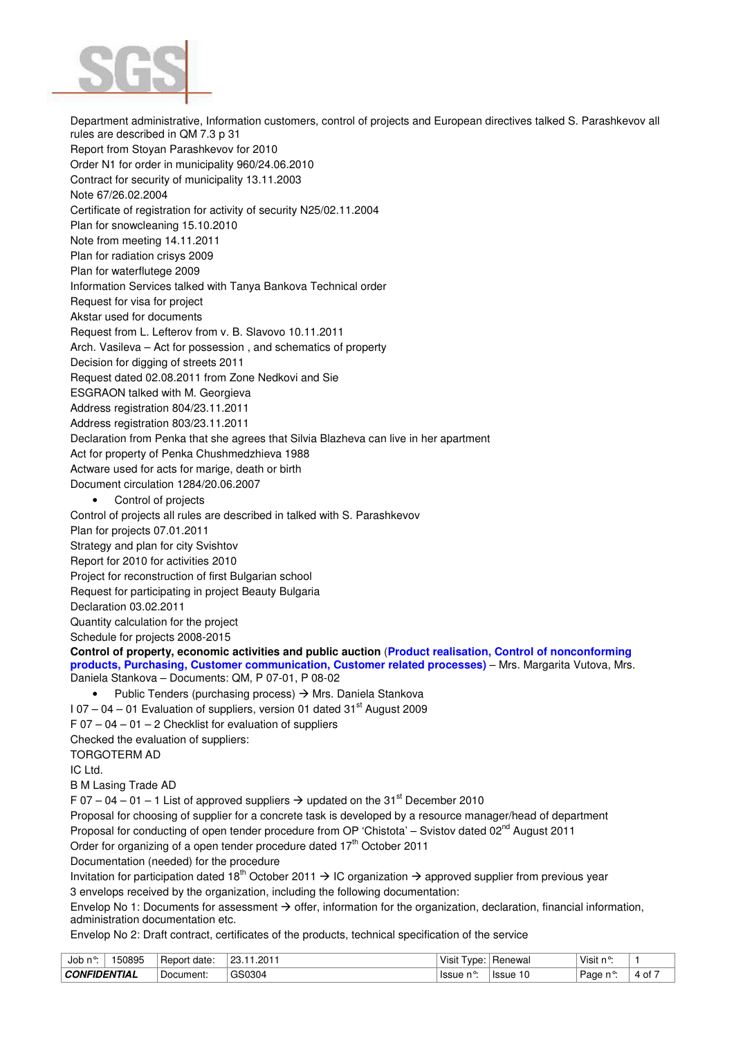Department administrative, Information customers, control of projects and European directives talked S. Parashkevov all rules are described in QM 7.3 p 31
Report from Stoyan Parashkevov for 2010
Order N1 for order in municipality 960/24.06.2010
Contract for security of municipality 13.11.2003
Note 67/26.02.2004
Certificate of registration for activity of security N25/02.11.2004
Plan for snowcleaning 15.10.2010
Note from meeting 14.11.2011
Plan for radiation crisys 2009
Plan for waterflutege 2009
Information Services talked with Tanya Bankova Technical order
Request for visa for project
Akstar used for documents
Request from L. Lefterov from v. B. Slavovo 10.11.2011
Arch. Vasileva – Act for possession , and schematics of property
Decision for digging of streets 2011
Request dated 02.08.2011 from Zone Nedkovi and Sie
ESGRAON talked with M. Georgieva
Address registration 804/23.11.2011
Address registration 803/23.11.2011
Declaration from Penka that she agrees that Silvia Blazheva can live in her apartment
Act for property of Penka Chushmedzhieva 1988
Actware used for acts for marige, death or birth
Document circulation 1284/20.06.2007

- Control of projects

Control of projects all rules are described in talked with S. Parashkevov
Plan for projects 07.01.2011
Strategy and plan for city Svishtov
Report for 2010 for activities 2010
Project for reconstruction of first Bulgarian school
Request for participating in project Beauty Bulgaria
Declaration 03.02.2011
Quantity calculation for the project
Schedule for projects 2008-2015

**Control of property, economic activities and public auction** (**Product realisation, Control of nonconforming products, Purchasing, Customer communication, Customer related processes)** – Mrs. Margarita Vutova, Mrs. Daniela Stankova – Documents: QM, P 07-01, P 08-02

- Public Tenders (purchasing process) → Mrs. Daniela Stankova

I 07 – 04 – 01 Evaluation of suppliers, version 01 dated 31st August 2009
F 07 – 04 – 01 – 2 Checklist for evaluation of suppliers
Checked the evaluation of suppliers:
TORGOTERM AD
IC Ltd.
B M Lasing Trade AD
F 07 – 04 – 01 – 1 List of approved suppliers → updated on the 31st December 2010
Proposal for choosing of supplier for a concrete task is developed by a resource manager/head of department
Proposal for conducting of open tender procedure from OP 'Chistota' – Svistov dated 02nd August 2011
Order for organizing of a open tender procedure dated 17th October 2011
Documentation (needed) for the procedure
Invitation for participation dated 18th October 2011 → IC organization → approved supplier from previous year
3 envelops received by the organization, including the following documentation:
Envelop No 1: Documents for assessment → offer, information for the organization, declaration, financial information, administration documentation etc.
Envelop No 2: Draft contract, certificates of the products, technical specification of the service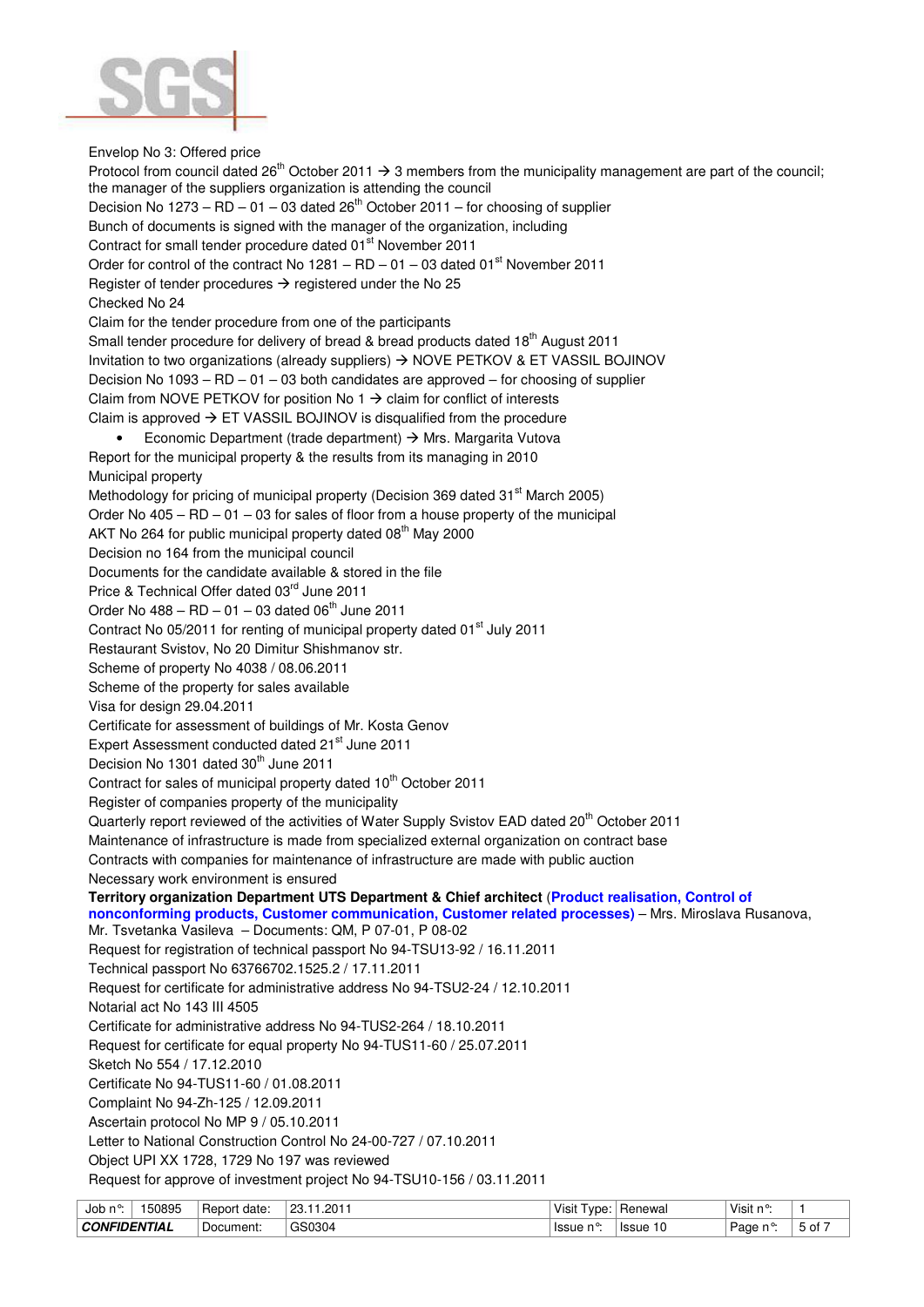Envelop No 3: Offered price
Protocol from council dated 26th October 2011 → 3 members from the municipality management are part of the council; the manager of the suppliers organization is attending the council
Decision No 1273 – RD – 01 – 03 dated 26th October 2011 – for choosing of supplier
Bunch of documents is signed with the manager of the organization, including
Contract for small tender procedure dated 01st November 2011
Order for control of the contract No 1281 – RD – 01 – 03 dated 01st November 2011
Register of tender procedures → registered under the No 25
Checked No 24
Claim for the tender procedure from one of the participants
Small tender procedure for delivery of bread & bread products dated 18th August 2011
Invitation to two organizations (already suppliers) → NOVE PETKOV & ET VASSIL BOJINOV
Decision No 1093 – RD – 01 – 03 both candidates are approved – for choosing of supplier
Claim from NOVE PETKOV for position No 1 → claim for conflict of interests
Claim is approved → ET VASSIL BOJINOV is disqualified from the procedure

- Economic Department (trade department) → Mrs. Margarita Vutova

Report for the municipal property & the results from its managing in 2010
Municipal property
Methodology for pricing of municipal property (Decision 369 dated 31st March 2005)
Order No 405 – RD – 01 – 03 for sales of floor from a house property of the municipal
AKT No 264 for public municipal property dated 08th May 2000
Decision no 164 from the municipal council
Documents for the candidate available & stored in the file
Price & Technical Offer dated 03rd June 2011
Order No 488 – RD – 01 – 03 dated 06th June 2011
Contract No 05/2011 for renting of municipal property dated 01st July 2011
Restaurant Svistov, No 20 Dimitur Shishmanov str.
Scheme of property No 4038 / 08.06.2011
Scheme of the property for sales available
Visa for design 29.04.2011
Certificate for assessment of buildings of Mr. Kosta Genov
Expert Assessment conducted dated 21st June 2011
Decision No 1301 dated 30th June 2011
Contract for sales of municipal property dated 10th October 2011
Register of companies property of the municipality
Quarterly report reviewed of the activities of Water Supply Svistov EAD dated 20th October 2011
Maintenance of infrastructure is made from specialized external organization on contract base
Contracts with companies for maintenance of infrastructure are made with public auction
Necessary work environment is ensured

**Territory organization Department UTS Department & Chief architect** (**Product realisation, Control of nonconforming products, Customer communication, Customer related processes)** – Mrs. Miroslava Rusanova, Mr. Tsvetanka Vasileva – Documents: QM, P 07-01, P 08-02
Request for registration of technical passport No 94-TSU13-92 / 16.11.2011
Technical passport No 63766702.1525.2 / 17.11.2011
Request for certificate for administrative address No 94-TSU2-24 / 12.10.2011
Notarial act No 143 III 4505
Certificate for administrative address No 94-TUS2-264 / 18.10.2011
Request for certificate for equal property No 94-TUS11-60 / 25.07.2011
Sketch No 554 / 17.12.2010
Certificate No 94-TUS11-60 / 01.08.2011
Complaint No 94-Zh-125 / 12.09.2011
Ascertain protocol No MP 9 / 05.10.2011
Letter to National Construction Control No 24-00-727 / 07.10.2011
Object UPI XX 1728, 1729 No 197 was reviewed
Request for approve of investment project No 94-TSU10-156 / 03.11.2011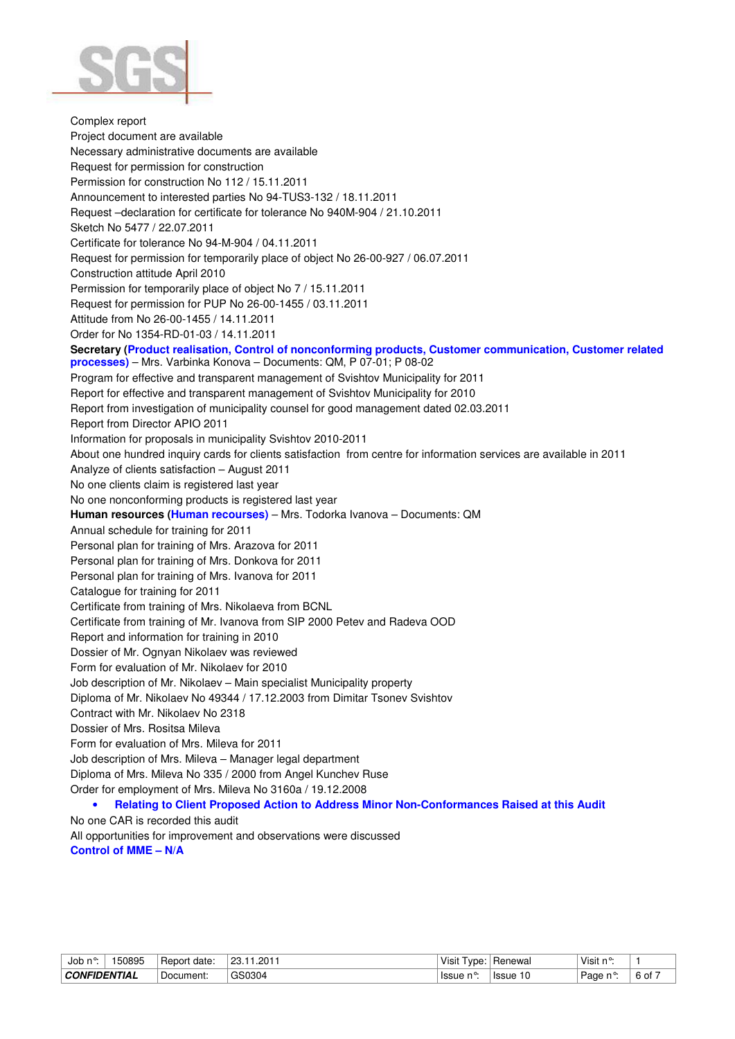Complex report
Project document are available
Necessary administrative documents are available
Request for permission for construction
Permission for construction No 112 / 15.11.2011
Announcement to interested parties No 94-TUS3-132 / 18.11.2011
Request –declaration for certificate for tolerance No 940M-904 / 21.10.2011
Sketch No 5477 / 22.07.2011
Certificate for tolerance No 94-M-904 / 04.11.2011
Request for permission for temporarily place of object No 26-00-927 / 06.07.2011
Construction attitude April 2010
Permission for temporarily place of object No 7 / 15.11.2011
Request for permission for PUP No 26-00-1455 / 03.11.2011
Attitude from No 26-00-1455 / 14.11.2011
Order for No 1354-RD-01-03 / 14.11.2011

**Secretary (Product realisation, Control of nonconforming products, Customer communication, Customer related processes)** – Mrs. Varbinka Konova – Documents: QM, P 07-01; P 08-02
Program for effective and transparent management of Svishtov Municipality for 2011
Report for effective and transparent management of Svishtov Municipality for 2010
Report from investigation of municipality counsel for good management dated 02.03.2011
Report from Director APIO 2011
Information for proposals in municipality Svishtov 2010-2011
About one hundred inquiry cards for clients satisfaction from centre for information services are available in 2011
Analyze of clients satisfaction – August 2011
No one clients claim is registered last year
No one nonconforming products is registered last year

**Human resources (Human recourses)** – Mrs. Todorka Ivanova – Documents: QM
Annual schedule for training for 2011
Personal plan for training of Mrs. Arazova for 2011
Personal plan for training of Mrs. Donkova for 2011
Personal plan for training of Mrs. Ivanova for 2011
Catalogue for training for 2011
Certificate from training of Mrs. Nikolaeva from BCNL
Certificate from training of Mr. Ivanova from SIP 2000 Petev and Radeva OOD
Report and information for training in 2010
Dossier of Mr. Ognyan Nikolaev was reviewed
Form for evaluation of Mr. Nikolaev for 2010
Job description of Mr. Nikolaev – Main specialist Municipality property
Diploma of Mr. Nikolaev No 49344 / 17.12.2003 from Dimitar Tsonev Svishtov
Contract with Mr. Nikolaev No 2318
Dossier of Mrs. Rositsa Mileva
Form for evaluation of Mrs. Mileva for 2011
Job description of Mrs. Mileva – Manager legal department
Diploma of Mrs. Mileva No 335 / 2000 from Angel Kunchev Ruse
Order for employment of Mrs. Mileva No 3160a / 19.12.2008

- **Relating to Client Proposed Action to Address Minor Non-Conformances Raised at this Audit**

No one CAR is recorded this audit
All opportunities for improvement and observations were discussed

**Control of MME – N/A**

| Job n°: | 150895 | Report date: | 23.11.2011 | Visit Type: | Renewal | Visit n°: | 1 |
|---|---|---|---|---|---|---|---|
| ***CONFIDENTIAL*** | | Document: | GS0304 | Issue n°: | Issue 10 | Page n°: | 6 of 7 |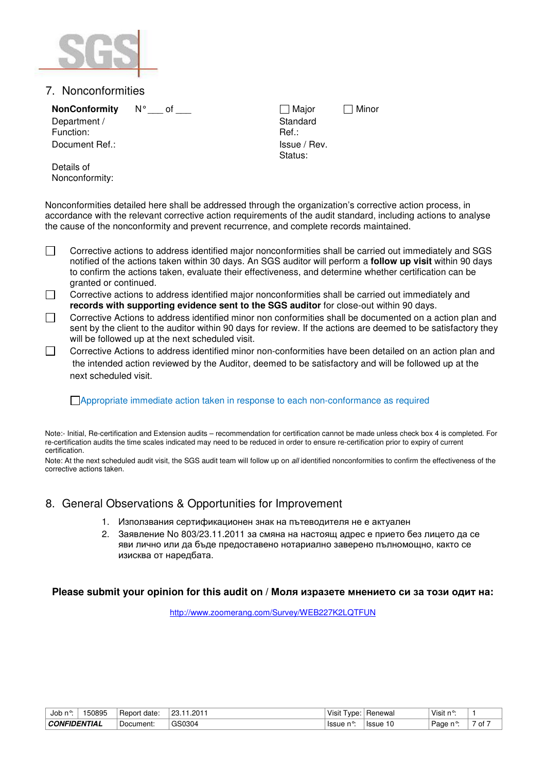## 7. Nonconformities

**NonConformity** N° ___ of ___ ☐ Major ☐ Minor

Department / Function:

Standard Ref.:

Document Ref.:

Issue / Rev. Status:

Details of Nonconformity:

Nonconformities detailed here shall be addressed through the organization's corrective action process, in accordance with the relevant corrective action requirements of the audit standard, including actions to analyse the cause of the nonconformity and prevent recurrence, and complete records maintained.

- ☐ Corrective actions to address identified major nonconformities shall be carried out immediately and SGS notified of the actions taken within 30 days. An SGS auditor will perform a **follow up visit** within 90 days to confirm the actions taken, evaluate their effectiveness, and determine whether certification can be granted or continued.
- ☐ Corrective actions to address identified major nonconformities shall be carried out immediately and **records with supporting evidence sent to the SGS auditor** for close-out within 90 days.
- ☐ Corrective Actions to address identified minor non conformities shall be documented on a action plan and sent by the client to the auditor within 90 days for review. If the actions are deemed to be satisfactory they will be followed up at the next scheduled visit.
- ☐ Corrective Actions to address identified minor non-conformities have been detailed on an action plan and the intended action reviewed by the Auditor, deemed to be satisfactory and will be followed up at the next scheduled visit.

☐ Appropriate immediate action taken in response to each non-conformance as required

Note:- Initial, Re-certification and Extension audits – recommendation for certification cannot be made unless check box 4 is completed. For re-certification audits the time scales indicated may need to be reduced in order to ensure re-certification prior to expiry of current certification.

Note: At the next scheduled audit visit, the SGS audit team will follow up on *all* identified nonconformities to confirm the effectiveness of the corrective actions taken.

## 8. General Observations & Opportunities for Improvement

1. Използвания сертификационен знак на пътеводителя не е актуален
2. Заявление No 803/23.11.2011 за смяна на настоящ адрес е прието без лицето да се яви лично или да бъде предоставено нотариално заверено пълномощно, както се изисква от наредбата.

**Please submit your opinion for this audit on / Моля изразете мнението си за този одит на:**

http://www.zoomerang.com/Survey/WEB227K2LQTFUN

| | | | | | | | |
|---|---|---|---|---|---|---|---|
| Job n°: | 150895 | Report date: | 23.11.2011 | Visit Type: | Renewal | Visit n°: | 1 |
| ***CONFIDENTIAL*** | | Document: | GS0304 | Issue n°: | Issue 10 | Page n°: | 7 of 7 |